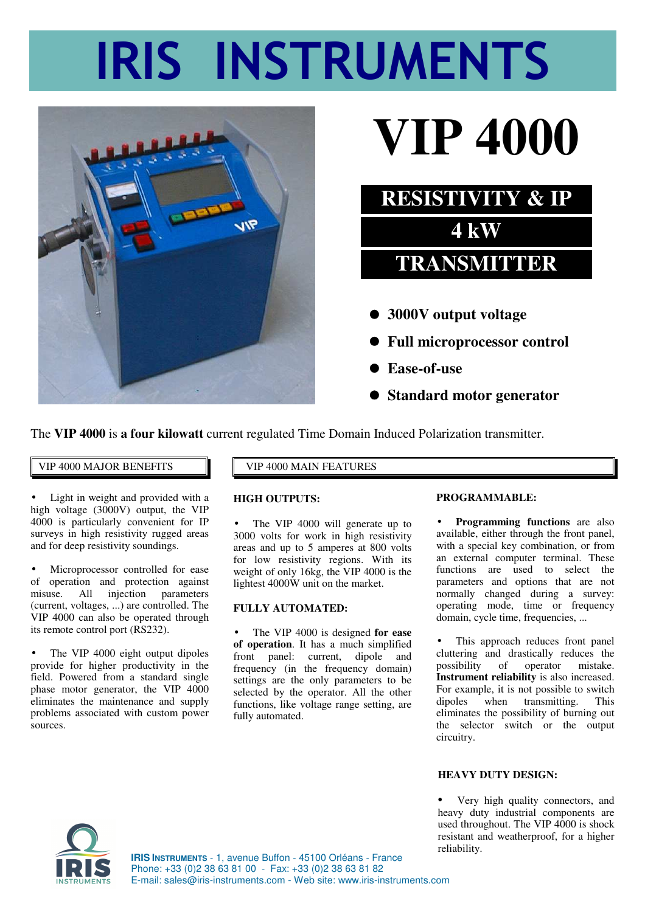# IRIS INSTRUMENTS

# VIP 4000

## RESISTIVITY & IP
## 4 kW
## TRANSMITTER

- **3000V output voltage**
- **Full microprocessor control**
- **Ease-of-use**
- **Standard motor generator**

The **VIP 4000** is **a four kilowatt** current regulated Time Domain Induced Polarization transmitter.

### VIP 4000 MAJOR BENEFITS

- Light in weight and provided with a high voltage (3000V) output, the VIP 4000 is particularly convenient for IP surveys in high resistivity rugged areas and for deep resistivity soundings.

- Microprocessor controlled for ease of operation and protection against misuse. All injection parameters (current, voltages, ...) are controlled. The VIP 4000 can also be operated through its remote control port (RS232).

- The VIP 4000 eight output dipoles provide for higher productivity in the field. Powered from a standard single phase motor generator, the VIP 4000 eliminates the maintenance and supply problems associated with custom power sources.

### VIP 4000 MAIN FEATURES

**HIGH OUTPUTS:**

- The VIP 4000 will generate up to 3000 volts for work in high resistivity areas and up to 5 amperes at 800 volts for low resistivity regions. With its weight of only 16kg, the VIP 4000 is the lightest 4000W unit on the market.

**FULLY AUTOMATED:**

- The VIP 4000 is designed **for ease of operation**. It has a much simplified front panel: current, dipole and frequency (in the frequency domain) settings are the only parameters to be selected by the operator. All the other functions, like voltage range setting, are fully automated.

**PROGRAMMABLE:**

- **Programming functions** are also available, either through the front panel, with a special key combination, or from an external computer terminal. These functions are used to select the parameters and options that are not normally changed during a survey: operating mode, time or frequency domain, cycle time, frequencies, ...

- This approach reduces front panel cluttering and drastically reduces the possibility of operator mistake. **Instrument reliability** is also increased. For example, it is not possible to switch dipoles when transmitting. This eliminates the possibility of burning out the selector switch or the output circuitry.

**HEAVY DUTY DESIGN:**

- Very high quality connectors, and heavy duty industrial components are used throughout. The VIP 4000 is shock resistant and weatherproof, for a higher reliability.

**IRIS INSTRUMENTS** - 1, avenue Buffon - 45100 Orléans - France
Phone: +33 (0)2 38 63 81 00 - Fax: +33 (0)2 38 63 81 82
E-mail: sales@iris-instruments.com - Web site: www.iris-instruments.com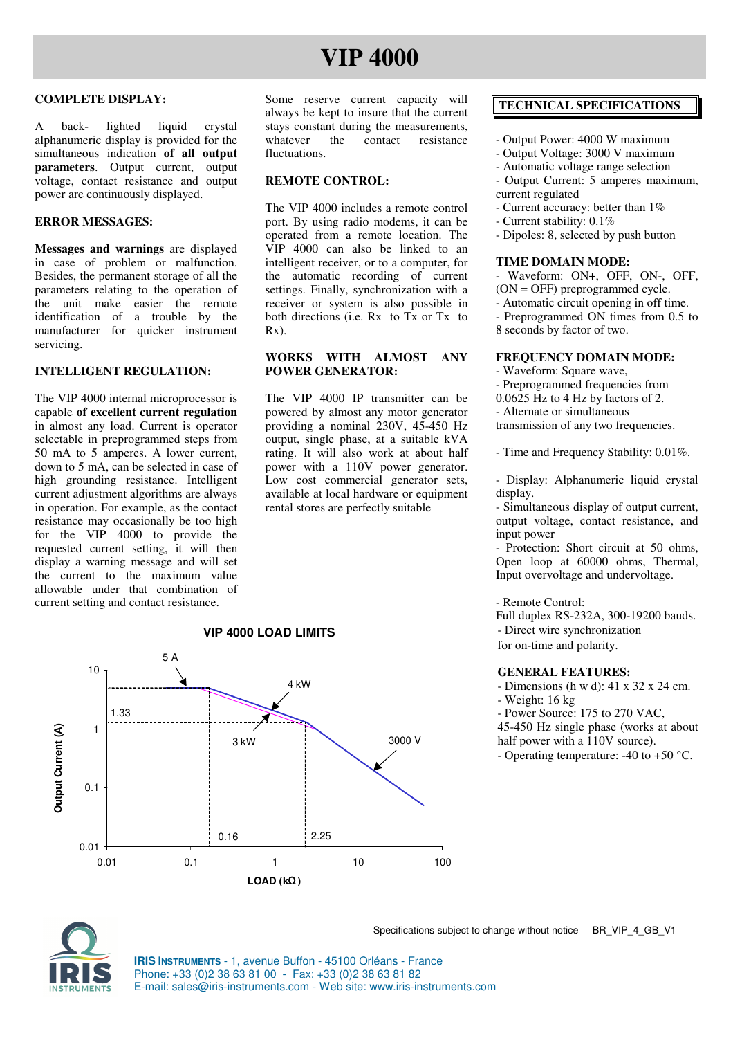# VIP 4000

## COMPLETE DISPLAY:

A back- lighted liquid crystal alphanumeric display is provided for the simultaneous indication **of all output parameters**. Output current, output voltage, contact resistance and output power are continuously displayed.

## ERROR MESSAGES:

**Messages and warnings** are displayed in case of problem or malfunction. Besides, the permanent storage of all the parameters relating to the operation of the unit make easier the remote identification of a trouble by the manufacturer for quicker instrument servicing.

## INTELLIGENT REGULATION:

The VIP 4000 internal microprocessor is capable **of excellent current regulation** in almost any load. Current is operator selectable in preprogrammed steps from 50 mA to 5 amperes. A lower current, down to 5 mA, can be selected in case of high grounding resistance. Intelligent current adjustment algorithms are always in operation. For example, as the contact resistance may occasionally be too high for the VIP 4000 to provide the requested current setting, it will then display a warning message and will set the current to the maximum value allowable under that combination of current setting and contact resistance.

Some reserve current capacity will always be kept to insure that the current stays constant during the measurements, whatever the contact resistance fluctuations.

## REMOTE CONTROL:

The VIP 4000 includes a remote control port. By using radio modems, it can be operated from a remote location. The VIP 4000 can also be linked to an intelligent receiver, or to a computer, for the automatic recording of current settings. Finally, synchronization with a receiver or system is also possible in both directions (i.e. Rx to Tx or Tx to Rx).

## WORKS WITH ALMOST ANY POWER GENERATOR:

The VIP 4000 IP transmitter can be powered by almost any motor generator providing a nominal 230V, 45-450 Hz output, single phase, at a suitable kVA rating. It will also work at about half power with a 110V power generator. Low cost commercial generator sets, available at local hardware or equipment rental stores are perfectly suitable

**VIP 4000 LOAD LIMITS**

Output Current (A)
LOAD (kΩ)
10
1
0.1
0.01
0.01
0.1
1
10
100
5 A
4 kW
1.33
3 kW
3000 V
0.16
2.25

## TECHNICAL SPECIFICATIONS

- Output Power: 4000 W maximum
- Output Voltage: 3000 V maximum
- Automatic voltage range selection
- Output Current: 5 amperes maximum, current regulated
- Current accuracy: better than 1%
- Current stability: 0.1%
- Dipoles: 8, selected by push button

### TIME DOMAIN MODE:

- Waveform: ON+, OFF, ON-, OFF, (ON = OFF) preprogrammed cycle.
- Automatic circuit opening in off time.
- Preprogrammed ON times from 0.5 to 8 seconds by factor of two.

### FREQUENCY DOMAIN MODE:

- Waveform: Square wave,
- Preprogrammed frequencies from 0.0625 Hz to 4 Hz by factors of 2.
- Alternate or simultaneous transmission of any two frequencies.

- Time and Frequency Stability: 0.01%.

- Display: Alphanumeric liquid crystal display.
- Simultaneous display of output current, output voltage, contact resistance, and input power
- Protection: Short circuit at 50 ohms, Open loop at 60000 ohms, Thermal, Input overvoltage and undervoltage.

- Remote Control:
Full duplex RS-232A, 300-19200 bauds.
- Direct wire synchronization for on-time and polarity.

### GENERAL FEATURES:

- Dimensions (h w d): 41 x 32 x 24 cm.
- Weight: 16 kg
- Power Source: 175 to 270 VAC, 45-450 Hz single phase (works at about half power with a 110V source).
- Operating temperature: -40 to +50 °C.

Specifications subject to change without notice BR_VIP_4_GB_V1

IRIS INSTRUMENTS

**IRIS INSTRUMENTS** - 1, avenue Buffon - 45100 Orléans - France
Phone: +33 (0)2 38 63 81 00 - Fax: +33 (0)2 38 63 81 82
E-mail: sales@iris-instruments.com - Web site: www.iris-instruments.com